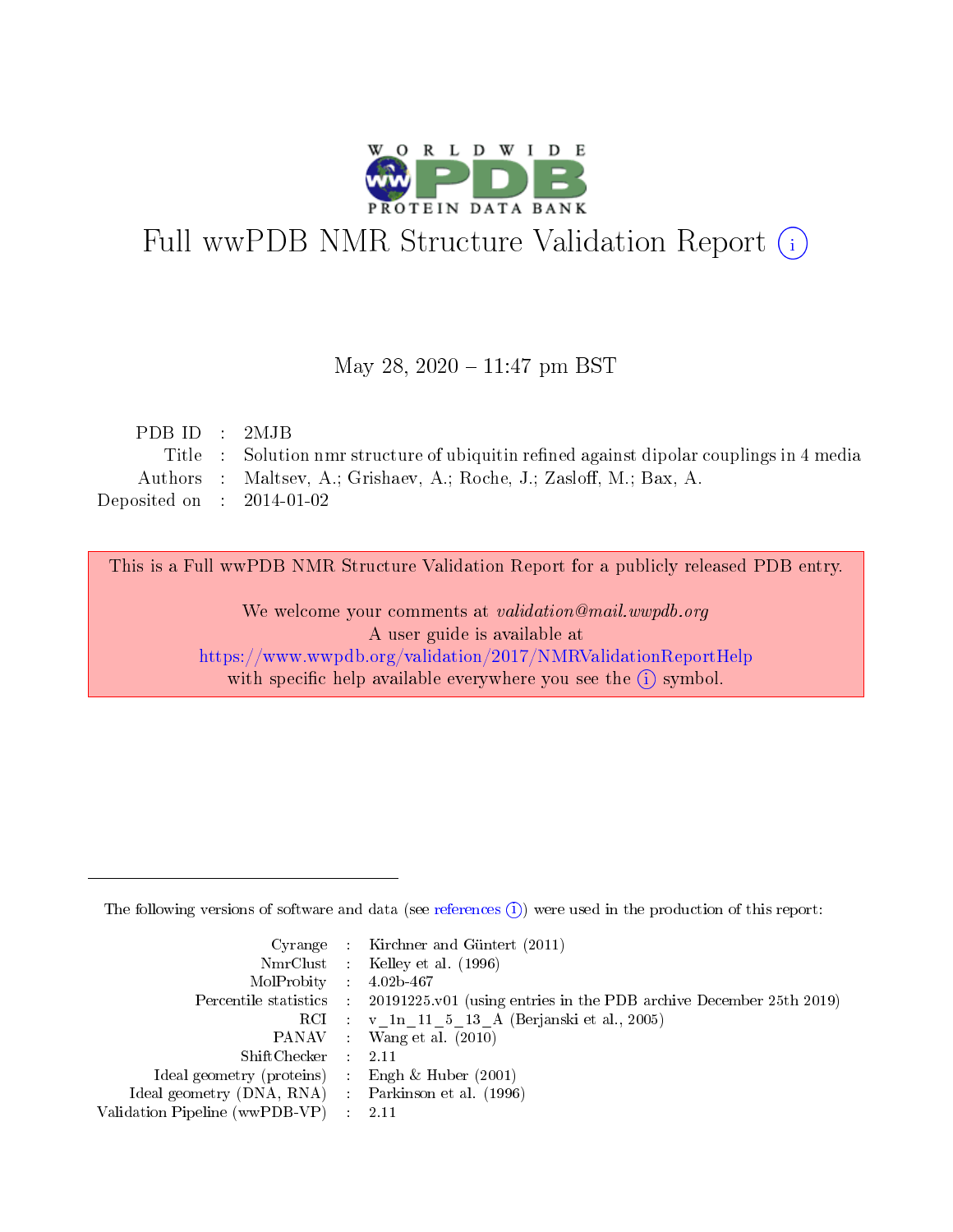# Full wwPDB NMR Structure Validation Report (i)

May 28, 2020 – 11:47 pm BST

| | | |
|---|---|---|
| PDB ID | : | 2MJB |
| Title | : | Solution nmr structure of ubiquitin refined against dipolar couplings in 4 media |
| Authors | : | Maltsev, A.; Grishaev, A.; Roche, J.; Zasloff, M.; Bax, A. |
| Deposited on | : | 2014-01-02 |

This is a Full wwPDB NMR Structure Validation Report for a publicly released PDB entry.

We welcome your comments at *validation@mail.wwpdb.org*
A user guide is available at
https://www.wwpdb.org/validation/2017/NMRValidationReportHelp
with specific help available everywhere you see the (i) symbol.

The following versions of software and data (see references (i)) were used in the production of this report:

| | | |
|---|---|---|
| Cyrange | : | Kirchner and Güntert (2011) |
| NmrClust | : | Kelley et al. (1996) |
| MolProbity | : | 4.02b-467 |
| Percentile statistics | : | 20191225.v01 (using entries in the PDB archive December 25th 2019) |
| RCI | : | v_1n_11_5_13_A (Berjanski et al., 2005) |
| PANAV | : | Wang et al. (2010) |
| ShiftChecker | : | 2.11 |
| Ideal geometry (proteins) | : | Engh & Huber (2001) |
| Ideal geometry (DNA, RNA) | : | Parkinson et al. (1996) |
| Validation Pipeline (wwPDB-VP) | : | 2.11 |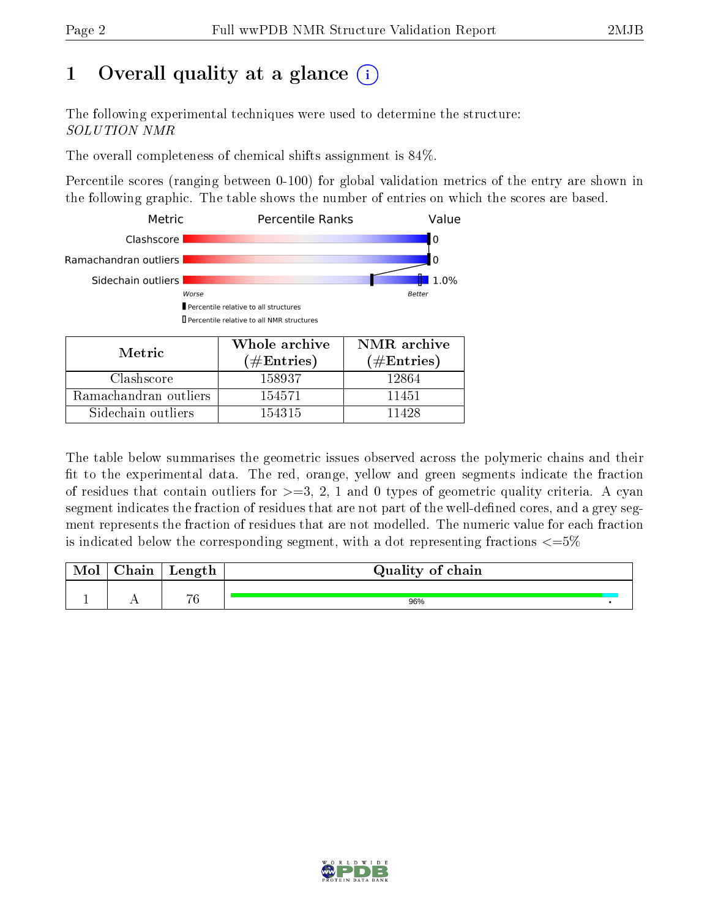# 1 Overall quality at a glance (i)

The following experimental techniques were used to determine the structure:
*SOLUTION NMR*

The overall completeness of chemical shifts assignment is 84%.

Percentile scores (ranging between 0-100) for global validation metrics of the entry are shown in the following graphic. The table shows the number of entries on which the scores are based.

| Metric | Percentile Ranks | Value |
|---|---|---|
| Clashscore | | 0 |
| Ramachandran outliers | | 0 |
| Sidechain outliers | | 1.0% |

Worse — Better

▮ Percentile relative to all structures

▯ Percentile relative to all NMR structures

| Metric | Whole archive (#Entries) | NMR archive (#Entries) |
|---|---|---|
| Clashscore | 158937 | 12864 |
| Ramachandran outliers | 154571 | 11451 |
| Sidechain outliers | 154315 | 11428 |

The table below summarises the geometric issues observed across the polymeric chains and their fit to the experimental data. The red, orange, yellow and green segments indicate the fraction of residues that contain outliers for >=3, 2, 1 and 0 types of geometric quality criteria. A cyan segment indicates the fraction of residues that are not part of the well-defined cores, and a grey segment represents the fraction of residues that are not modelled. The numeric value for each fraction is indicated below the corresponding segment, with a dot representing fractions <=5%

| Mol | Chain | Length | Quality of chain |
|---|---|---|---|
| 1 | A | 76 | 96% • |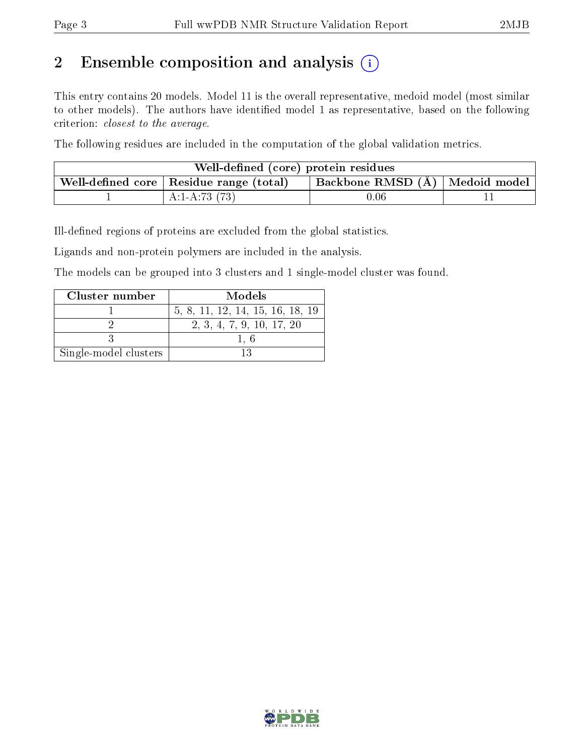## 2 Ensemble composition and analysis

This entry contains 20 models. Model 11 is the overall representative, medoid model (most similar to other models). The authors have identified model 1 as representative, based on the following criterion: *closest to the average*.

The following residues are included in the computation of the global validation metrics.

| Well-defined (core) protein residues | | | |
|---|---|---|---|
| Well-defined core | Residue range (total) | Backbone RMSD (Å) | Medoid model |
| 1 | A:1-A:73 (73) | 0.06 | 11 |

Ill-defined regions of proteins are excluded from the global statistics.

Ligands and non-protein polymers are included in the analysis.

The models can be grouped into 3 clusters and 1 single-model cluster was found.

| Cluster number | Models |
|---|---|
| 1 | 5, 8, 11, 12, 14, 15, 16, 18, 19 |
| 2 | 2, 3, 4, 7, 9, 10, 17, 20 |
| 3 | 1, 6 |
| Single-model clusters | 13 |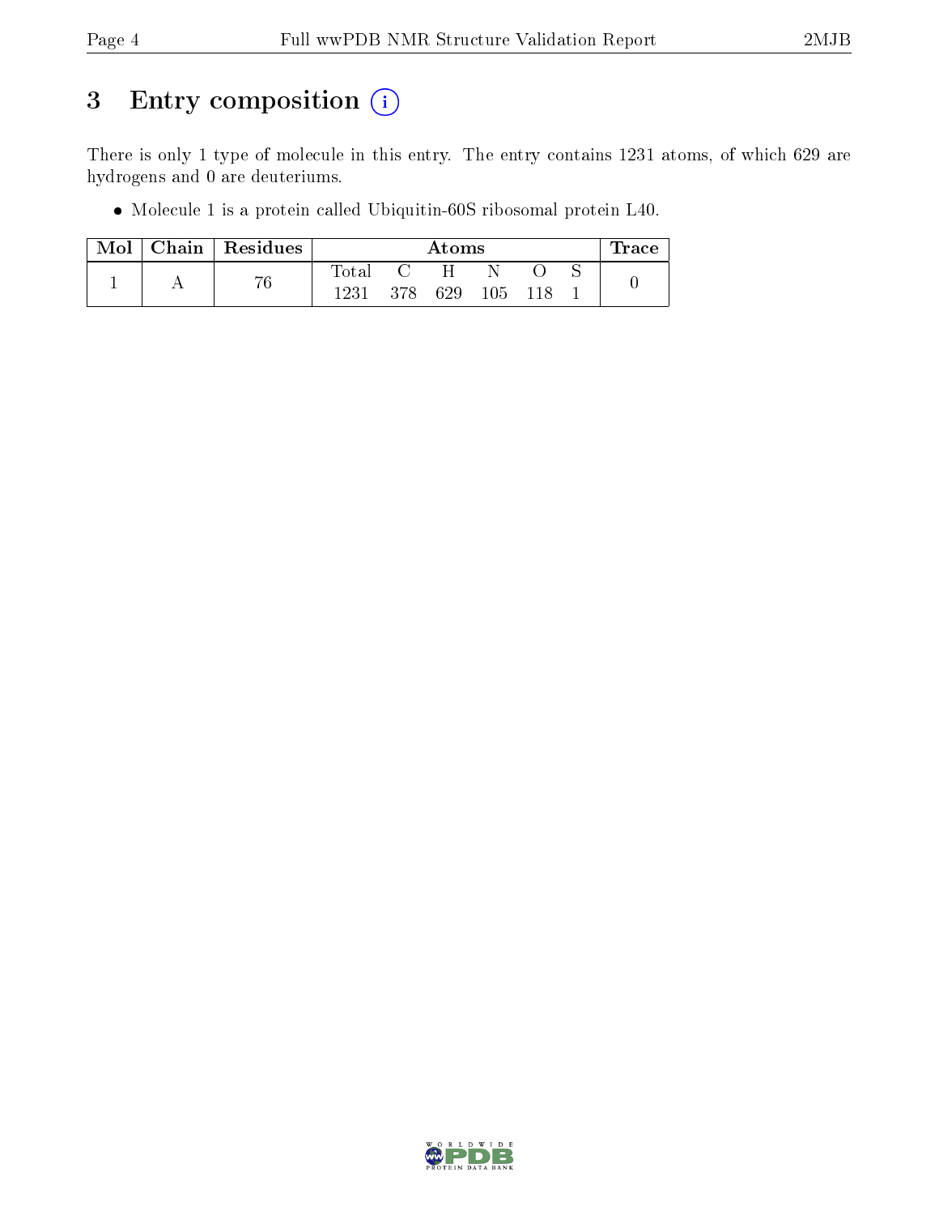# 3 Entry composition (i)

There is only 1 type of molecule in this entry. The entry contains 1231 atoms, of which 629 are hydrogens and 0 are deuteriums.

- Molecule 1 is a protein called Ubiquitin-60S ribosomal protein L40.

| Mol | Chain | Residues | Atoms | | | | | | Trace |
|---|---|---|---|---|---|---|---|---|---|
| | | | Total | C | H | N | O | S | |
| 1 | A | 76 | 1231 | 378 | 629 | 105 | 118 | 1 | 0 |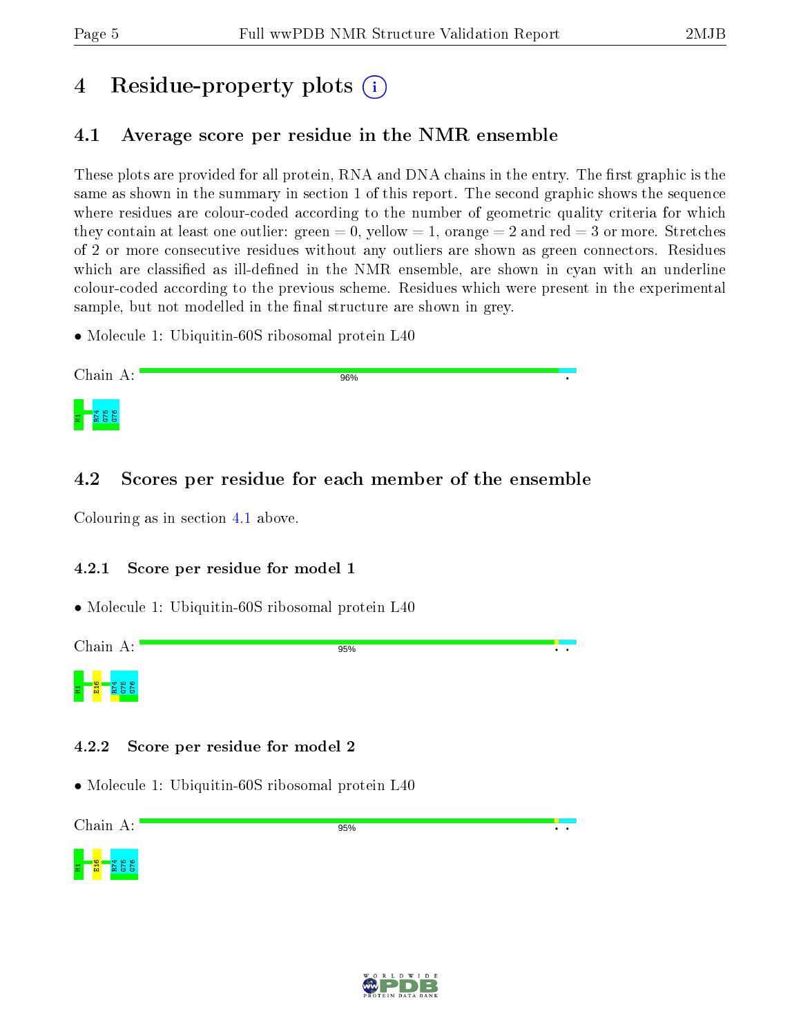# 4 Residue-property plots

## 4.1 Average score per residue in the NMR ensemble

These plots are provided for all protein, RNA and DNA chains in the entry. The first graphic is the same as shown in the summary in section 1 of this report. The second graphic shows the sequence where residues are colour-coded according to the number of geometric quality criteria for which they contain at least one outlier: green = 0, yellow = 1, orange = 2 and red = 3 or more. Stretches of 2 or more consecutive residues without any outliers are shown as green connectors. Residues which are classified as ill-defined in the NMR ensemble, are shown in cyan with an underline colour-coded according to the previous scheme. Residues which were present in the experimental sample, but not modelled in the final structure are shown in grey.

- Molecule 1: Ubiquitin-60S ribosomal protein L40

Chain A: 96%

M1 R74 G75 G76

## 4.2 Scores per residue for each member of the ensemble

Colouring as in section 4.1 above.

### 4.2.1 Score per residue for model 1

- Molecule 1: Ubiquitin-60S ribosomal protein L40

Chain A: 95%

M1 E16 R74 G75 G76

### 4.2.2 Score per residue for model 2

- Molecule 1: Ubiquitin-60S ribosomal protein L40

Chain A: 95%

M1 E16 R74 G75 G76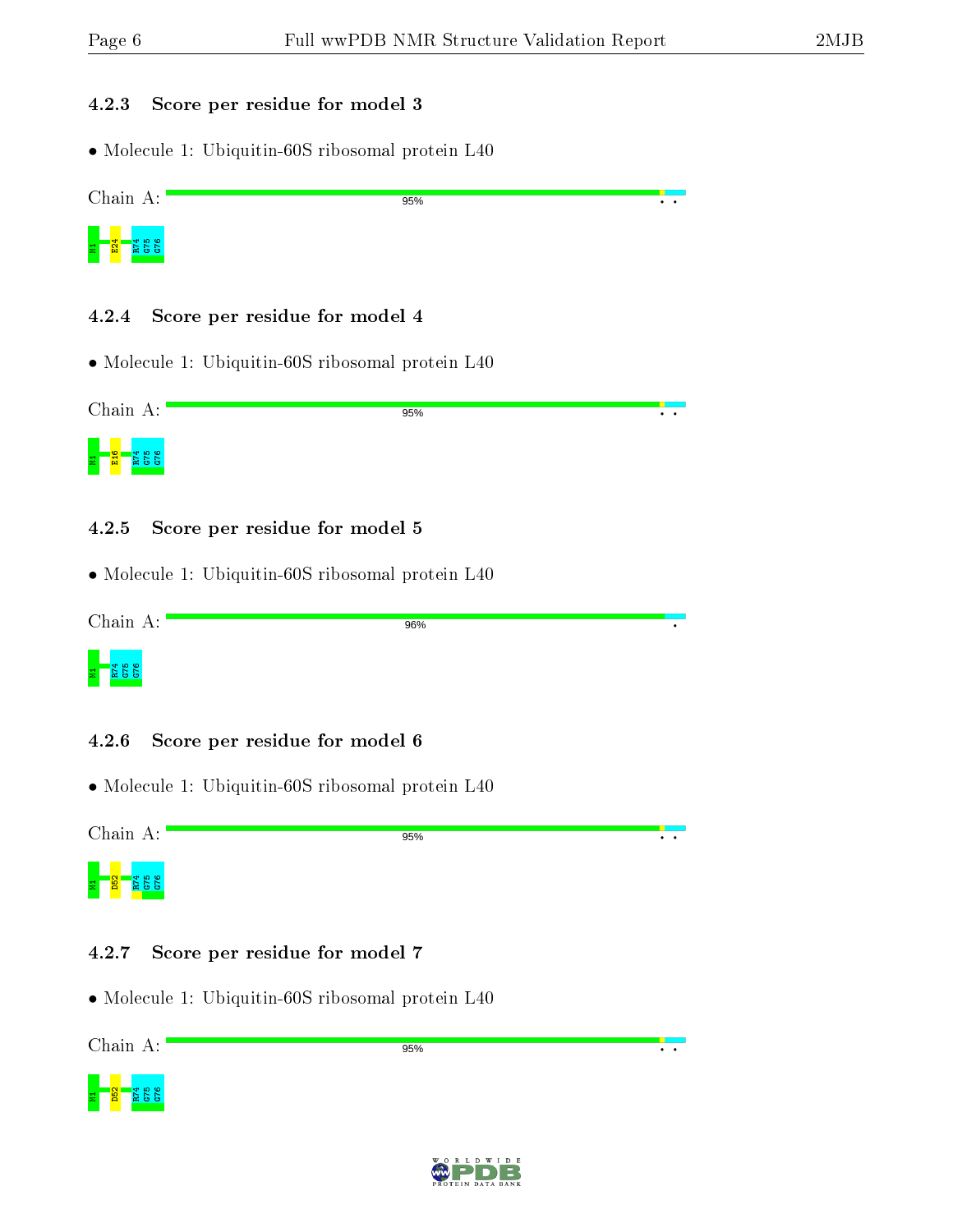### 4.2.3 Score per residue for model 3

• Molecule 1: Ubiquitin-60S ribosomal protein L40

Chain A: 95%

M1 E24 R74 G75 G76

### 4.2.4 Score per residue for model 4

• Molecule 1: Ubiquitin-60S ribosomal protein L40

Chain A: 95%

M1 E16 R74 G75 G76

### 4.2.5 Score per residue for model 5

• Molecule 1: Ubiquitin-60S ribosomal protein L40

Chain A: 96%

M1 R74 G75 G76

### 4.2.6 Score per residue for model 6

• Molecule 1: Ubiquitin-60S ribosomal protein L40

Chain A: 95%

M1 D52 R74 G75 G76

### 4.2.7 Score per residue for model 7

• Molecule 1: Ubiquitin-60S ribosomal protein L40

Chain A: 95%

M1 D52 R74 G75 G76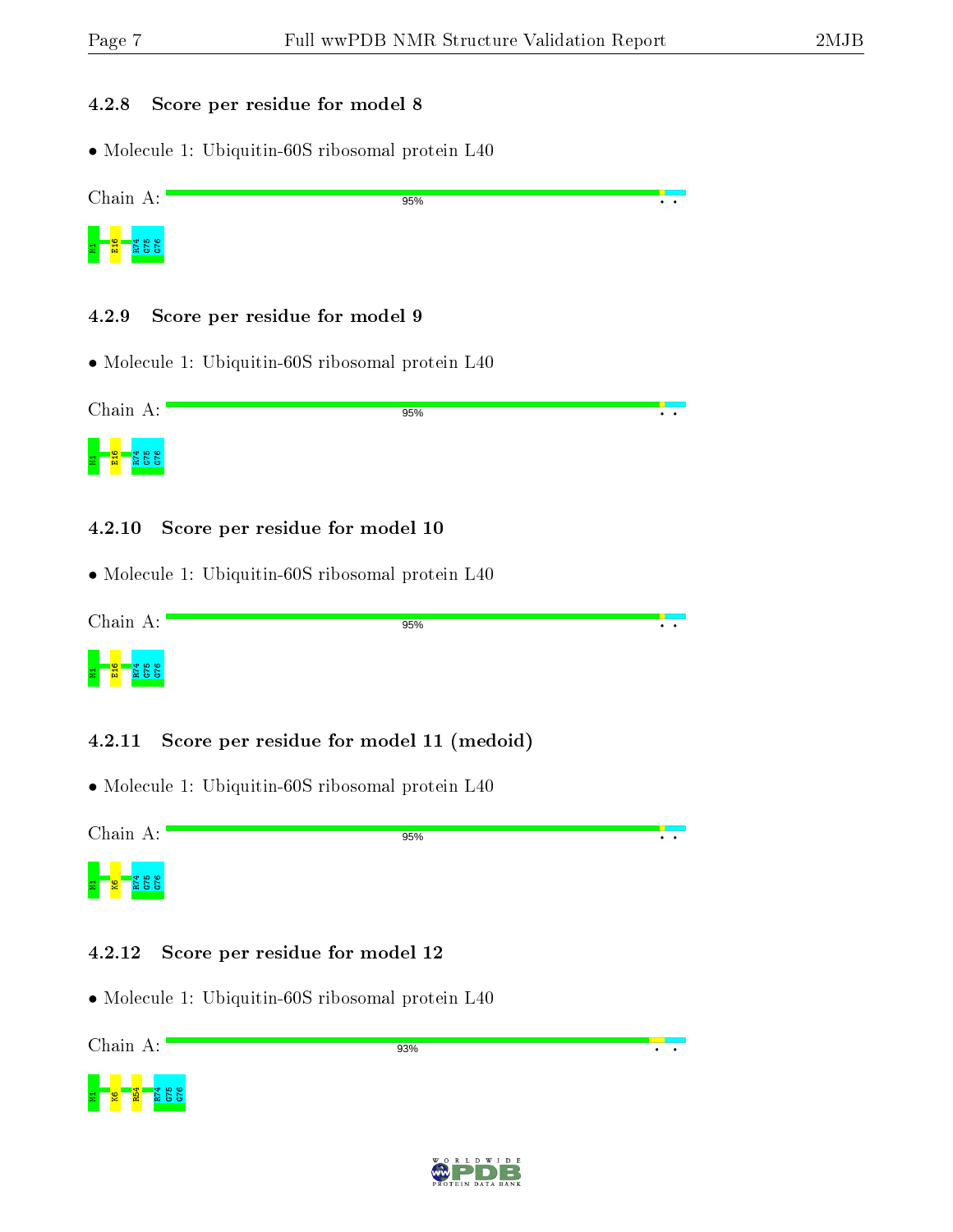### 4.2.8 Score per residue for model 8

- Molecule 1: Ubiquitin-60S ribosomal protein L40

Chain A: 95%

M1 E16 R74 G75 G76

### 4.2.9 Score per residue for model 9

- Molecule 1: Ubiquitin-60S ribosomal protein L40

Chain A: 95%

M1 E16 R74 G75 G76

### 4.2.10 Score per residue for model 10

- Molecule 1: Ubiquitin-60S ribosomal protein L40

Chain A: 95%

M1 E16 R74 G75 G76

### 4.2.11 Score per residue for model 11 (medoid)

- Molecule 1: Ubiquitin-60S ribosomal protein L40

Chain A: 95%

M1 K6 R74 G75 G76

### 4.2.12 Score per residue for model 12

- Molecule 1: Ubiquitin-60S ribosomal protein L40

Chain A: 93%

M1 K6 R54 R74 G75 G76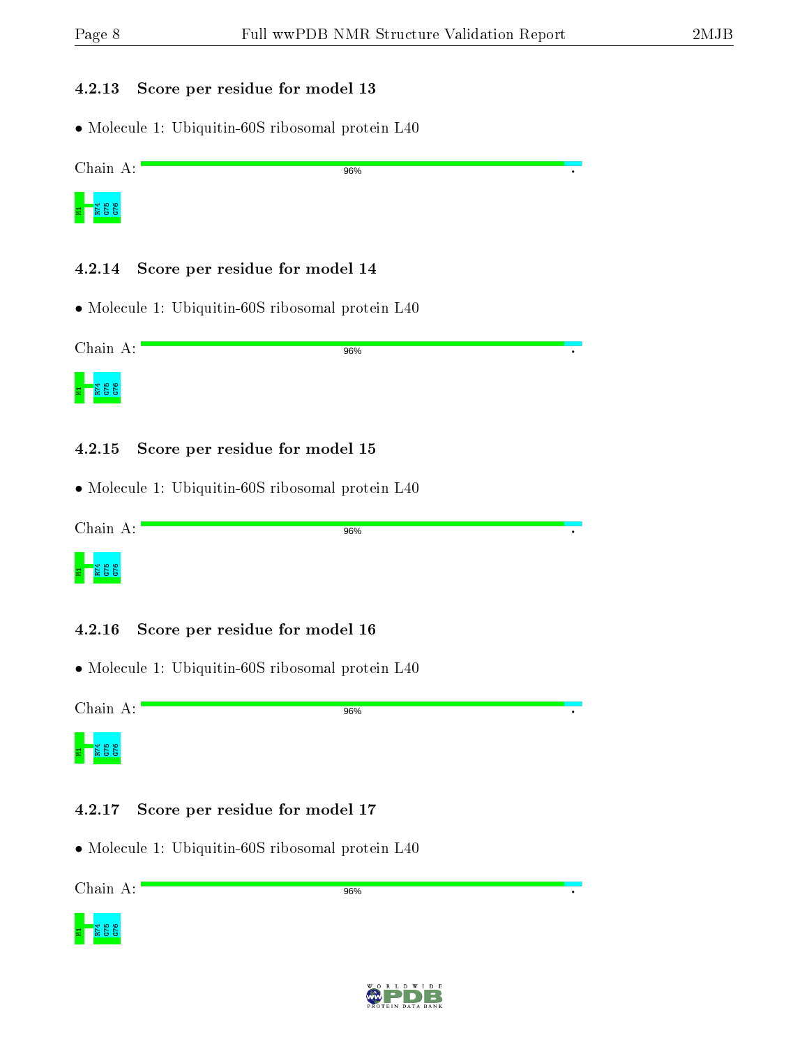### 4.2.13 Score per residue for model 13

- Molecule 1: Ubiquitin-60S ribosomal protein L40

Chain A: 96%

M1 R74 G75 G76

### 4.2.14 Score per residue for model 14

- Molecule 1: Ubiquitin-60S ribosomal protein L40

Chain A: 96%

M1 R74 G75 G76

### 4.2.15 Score per residue for model 15

- Molecule 1: Ubiquitin-60S ribosomal protein L40

Chain A: 96%

M1 R74 G75 G76

### 4.2.16 Score per residue for model 16

- Molecule 1: Ubiquitin-60S ribosomal protein L40

Chain A: 96%

M1 R74 G75 G76

### 4.2.17 Score per residue for model 17

- Molecule 1: Ubiquitin-60S ribosomal protein L40

Chain A: 96%

M1 R74 G75 G76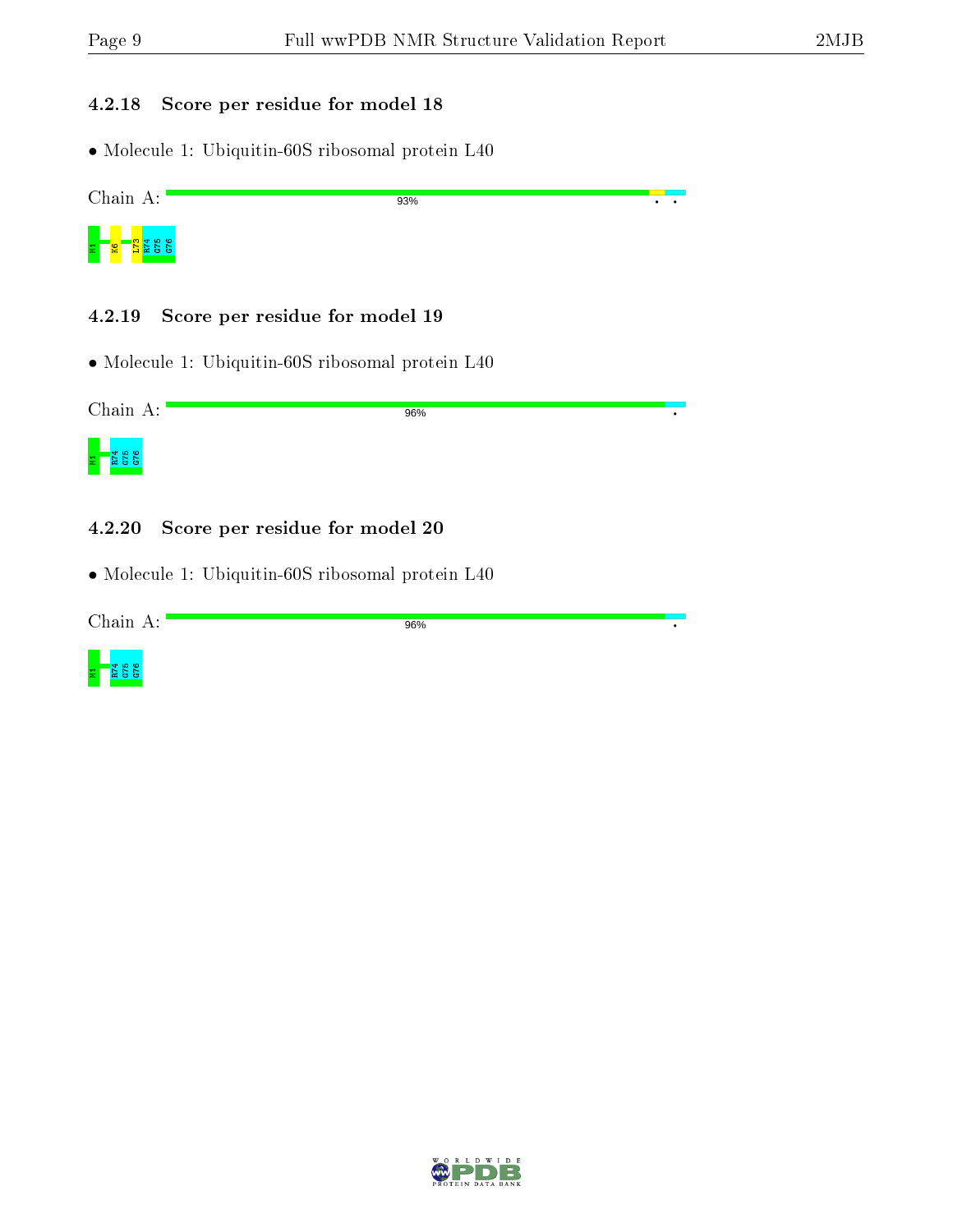#### 4.2.18 Score per residue for model 18

• Molecule 1: Ubiquitin-60S ribosomal protein L40

Chain A: 93%

M1 K6 L73 R74 G75 G76

#### 4.2.19 Score per residue for model 19

• Molecule 1: Ubiquitin-60S ribosomal protein L40

Chain A: 96%

M1 R74 G75 G76

#### 4.2.20 Score per residue for model 20

• Molecule 1: Ubiquitin-60S ribosomal protein L40

Chain A: 96%

M1 R74 G75 G76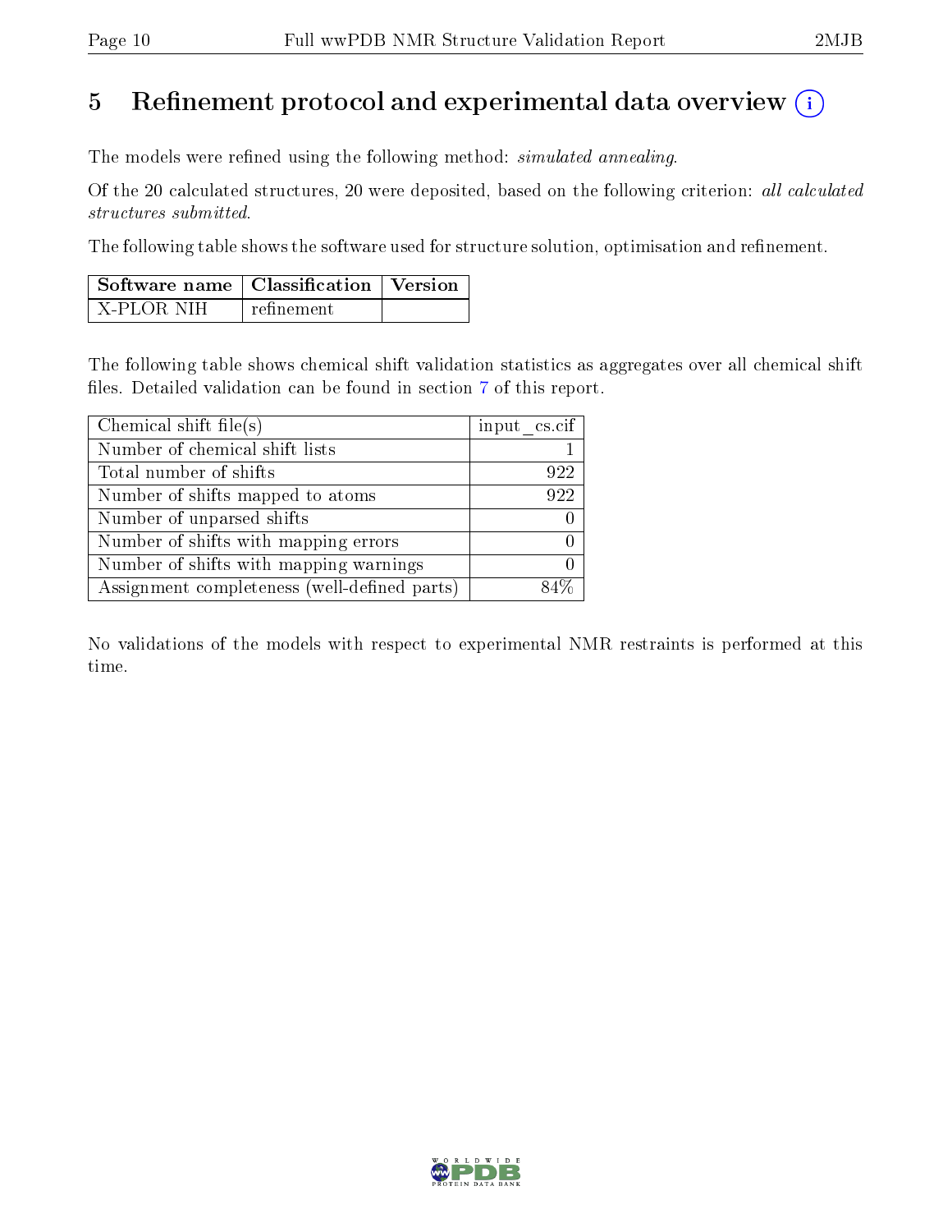# 5 Refinement protocol and experimental data overview (i)

The models were refined using the following method: *simulated annealing*.

Of the 20 calculated structures, 20 were deposited, based on the following criterion: *all calculated structures submitted*.

The following table shows the software used for structure solution, optimisation and refinement.

| Software name | Classification | Version |
|---|---|---|
| X-PLOR NIH | refinement | |

The following table shows chemical shift validation statistics as aggregates over all chemical shift files. Detailed validation can be found in section 7 of this report.

| Chemical shift file(s) | input_cs.cif |
|---|---|
| Number of chemical shift lists | 1 |
| Total number of shifts | 922 |
| Number of shifts mapped to atoms | 922 |
| Number of unparsed shifts | 0 |
| Number of shifts with mapping errors | 0 |
| Number of shifts with mapping warnings | 0 |
| Assignment completeness (well-defined parts) | 84% |

No validations of the models with respect to experimental NMR restraints is performed at this time.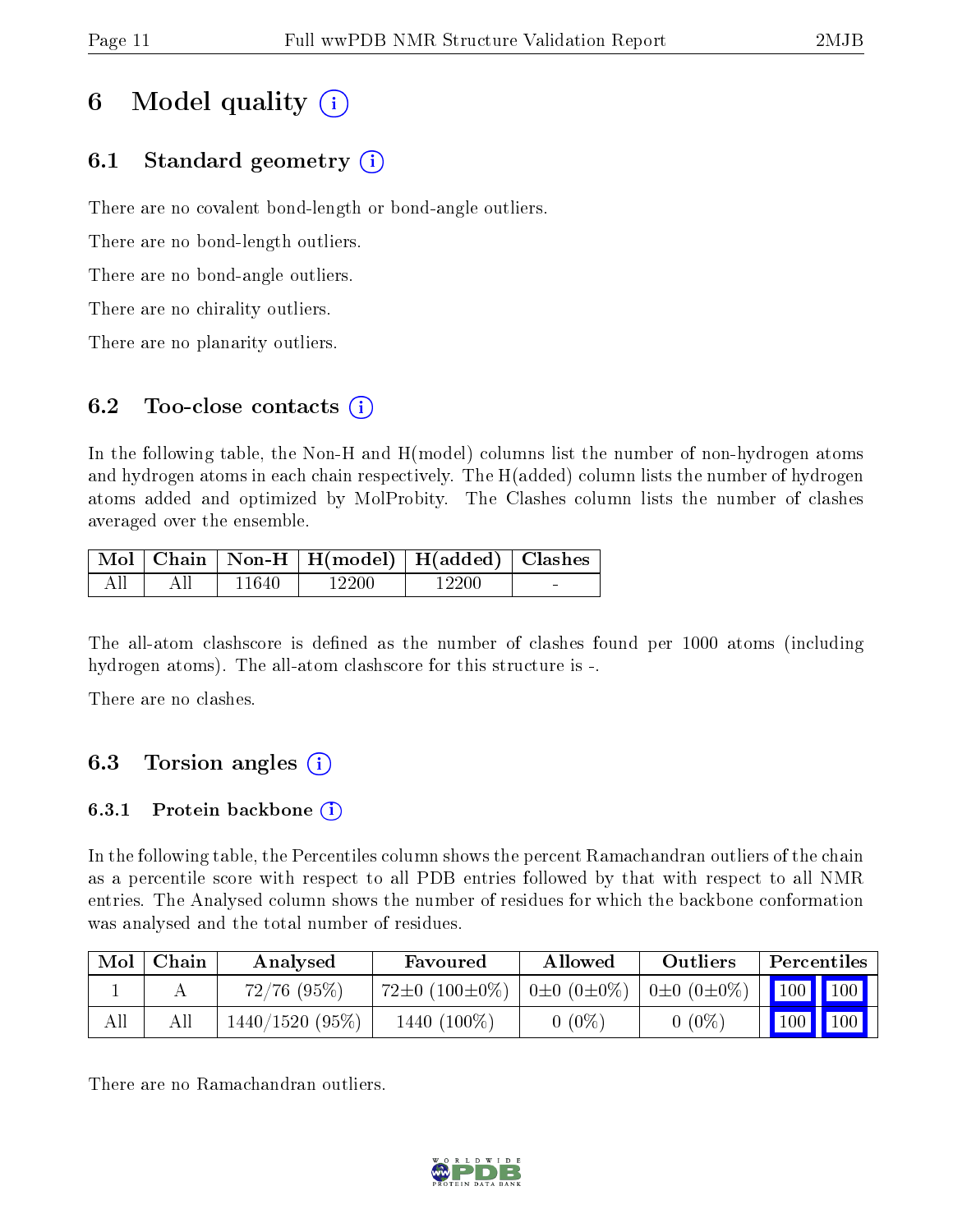# 6 Model quality (i)

## 6.1 Standard geometry (i)

There are no covalent bond-length or bond-angle outliers.

There are no bond-length outliers.

There are no bond-angle outliers.

There are no chirality outliers.

There are no planarity outliers.

## 6.2 Too-close contacts (i)

In the following table, the Non-H and H(model) columns list the number of non-hydrogen atoms and hydrogen atoms in each chain respectively. The H(added) column lists the number of hydrogen atoms added and optimized by MolProbity. The Clashes column lists the number of clashes averaged over the ensemble.

| Mol | Chain | Non-H | H(model) | H(added) | Clashes |
|---|---|---|---|---|---|
| All | All | 11640 | 12200 | 12200 | - |

The all-atom clashscore is defined as the number of clashes found per 1000 atoms (including hydrogen atoms). The all-atom clashscore for this structure is -.

There are no clashes.

## 6.3 Torsion angles (i)

### 6.3.1 Protein backbone (i)

In the following table, the Percentiles column shows the percent Ramachandran outliers of the chain as a percentile score with respect to all PDB entries followed by that with respect to all NMR entries. The Analysed column shows the number of residues for which the backbone conformation was analysed and the total number of residues.

| Mol | Chain | Analysed | Favoured | Allowed | Outliers | Percentiles | |
|---|---|---|---|---|---|---|---|
| 1 | A | 72/76 (95%) | 72±0 (100±0%) | 0±0 (0±0%) | 0±0 (0±0%) | 100 | 100 |
| All | All | 1440/1520 (95%) | 1440 (100%) | 0 (0%) | 0 (0%) | 100 | 100 |

There are no Ramachandran outliers.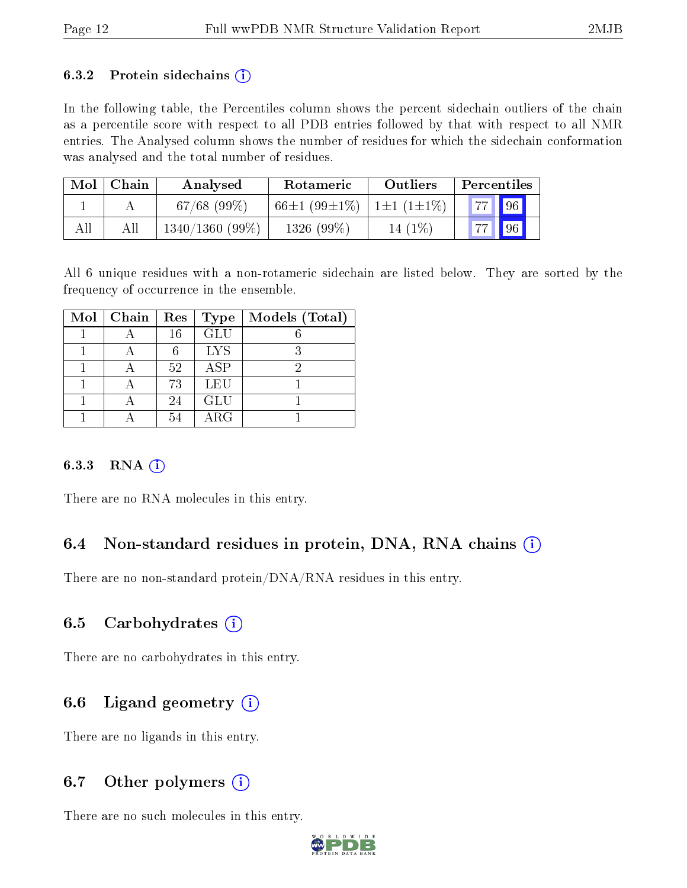### 6.3.2 Protein sidechains (i)

In the following table, the Percentiles column shows the percent sidechain outliers of the chain as a percentile score with respect to all PDB entries followed by that with respect to all NMR entries. The Analysed column shows the number of residues for which the sidechain conformation was analysed and the total number of residues.

| Mol | Chain | Analysed | Rotameric | Outliers | Percentiles | |
|---|---|---|---|---|---|---|
| 1 | A | 67/68 (99%) | 66±1 (99±1%) | 1±1 (1±1%) | 77 | 96 |
| All | All | 1340/1360 (99%) | 1326 (99%) | 14 (1%) | 77 | 96 |

All 6 unique residues with a non-rotameric sidechain are listed below. They are sorted by the frequency of occurrence in the ensemble.

| Mol | Chain | Res | Type | Models (Total) |
|---|---|---|---|---|
| 1 | A | 16 | GLU | 6 |
| 1 | A | 6 | LYS | 3 |
| 1 | A | 52 | ASP | 2 |
| 1 | A | 73 | LEU | 1 |
| 1 | A | 24 | GLU | 1 |
| 1 | A | 54 | ARG | 1 |

### 6.3.3 RNA (i)

There are no RNA molecules in this entry.

## 6.4 Non-standard residues in protein, DNA, RNA chains (i)

There are no non-standard protein/DNA/RNA residues in this entry.

## 6.5 Carbohydrates (i)

There are no carbohydrates in this entry.

## 6.6 Ligand geometry (i)

There are no ligands in this entry.

## 6.7 Other polymers (i)

There are no such molecules in this entry.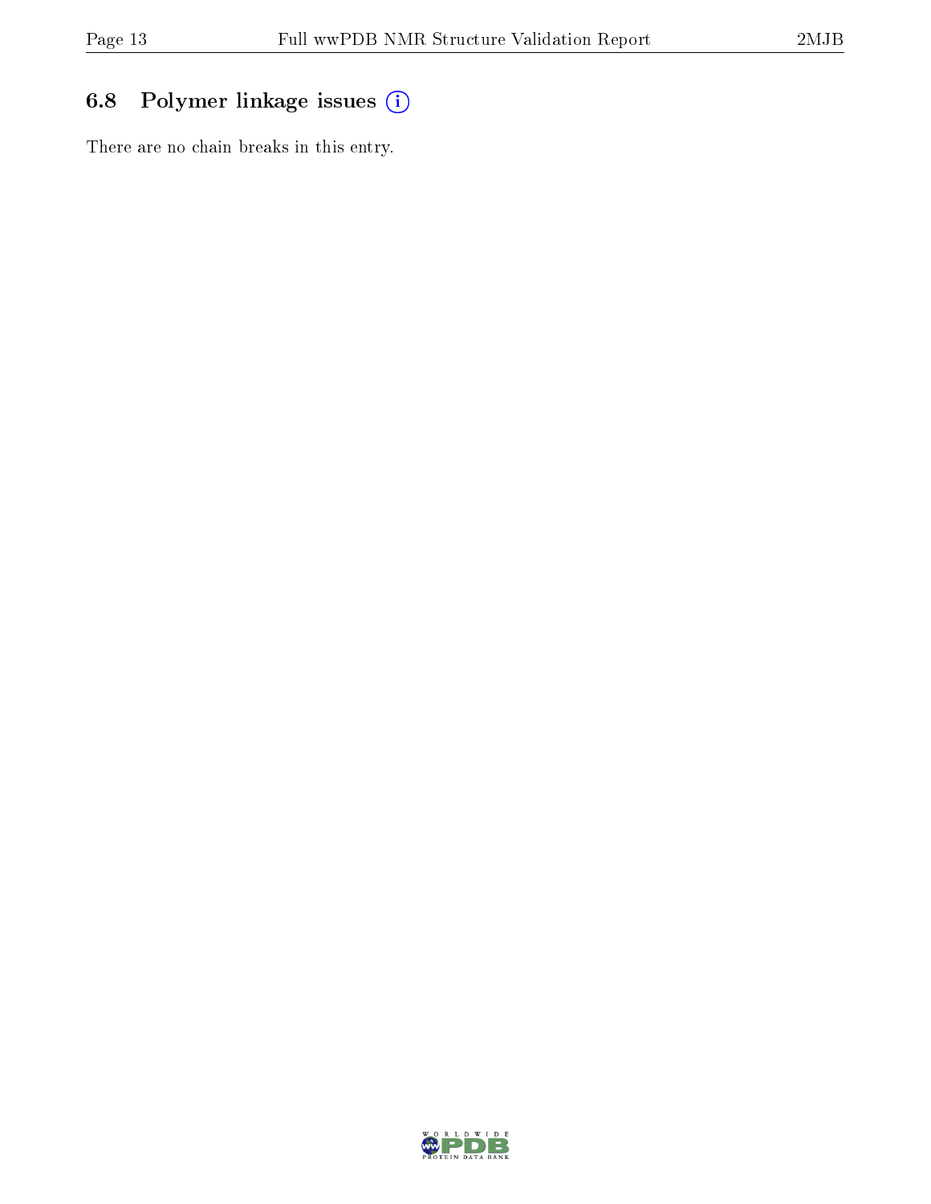## 6.8 Polymer linkage issues

There are no chain breaks in this entry.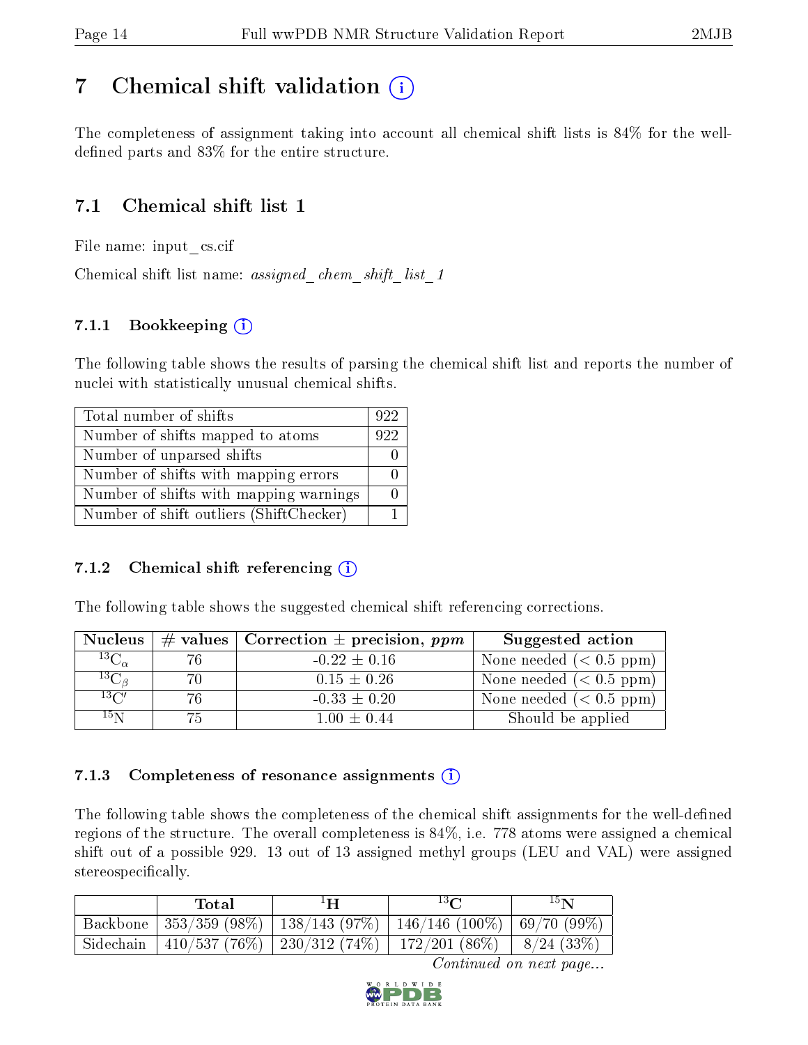# 7 Chemical shift validation

The completeness of assignment taking into account all chemical shift lists is 84% for the well-defined parts and 83% for the entire structure.

## 7.1 Chemical shift list 1

File name: input_cs.cif

Chemical shift list name: *assigned_chem_shift_list_1*

### 7.1.1 Bookkeeping

The following table shows the results of parsing the chemical shift list and reports the number of nuclei with statistically unusual chemical shifts.

| Total number of shifts | 922 |
|---|---|
| Number of shifts mapped to atoms | 922 |
| Number of unparsed shifts | 0 |
| Number of shifts with mapping errors | 0 |
| Number of shifts with mapping warnings | 0 |
| Number of shift outliers (ShiftChecker) | 1 |

### 7.1.2 Chemical shift referencing

The following table shows the suggested chemical shift referencing corrections.

| Nucleus | # values | Correction ± precision, *ppm* | Suggested action |
|---|---|---|---|
| $^{13}C_{\alpha}$ | 76 | -0.22 ± 0.16 | None needed (< 0.5 ppm) |
| $^{13}C_{\beta}$ | 70 | 0.15 ± 0.26 | None needed (< 0.5 ppm) |
| $^{13}C'$ | 76 | -0.33 ± 0.20 | None needed (< 0.5 ppm) |
| $^{15}N$ | 75 | 1.00 ± 0.44 | Should be applied |

### 7.1.3 Completeness of resonance assignments

The following table shows the completeness of the chemical shift assignments for the well-defined regions of the structure. The overall completeness is 84%, i.e. 778 atoms were assigned a chemical shift out of a possible 929. 13 out of 13 assigned methyl groups (LEU and VAL) were assigned stereospecifically.

| | Total | $^{1}H$ | $^{13}C$ | $^{15}N$ |
|---|---|---|---|---|
| Backbone | 353/359 (98%) | 138/143 (97%) | 146/146 (100%) | 69/70 (99%) |
| Sidechain | 410/537 (76%) | 230/312 (74%) | 172/201 (86%) | 8/24 (33%) |

*Continued on next page...*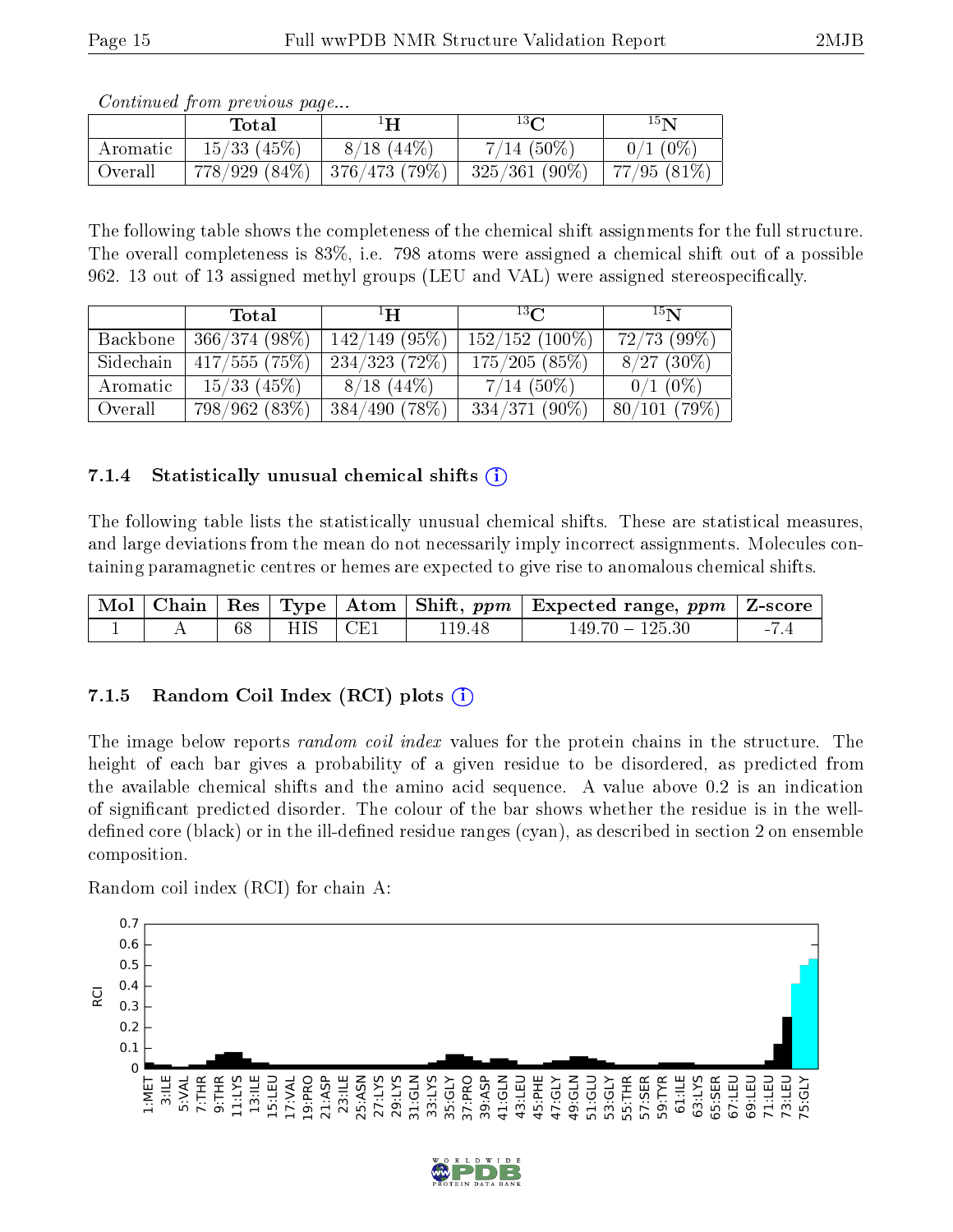*Continued from previous page...*

| | Total | $^{1}H$ | $^{13}C$ | $^{15}N$ |
|---|---|---|---|---|
| Aromatic | 15/33 (45%) | 8/18 (44%) | 7/14 (50%) | 0/1 (0%) |
| Overall | 778/929 (84%) | 376/473 (79%) | 325/361 (90%) | 77/95 (81%) |

The following table shows the completeness of the chemical shift assignments for the full structure. The overall completeness is 83%, i.e. 798 atoms were assigned a chemical shift out of a possible 962. 13 out of 13 assigned methyl groups (LEU and VAL) were assigned stereospecifically.

| | Total | $^{1}H$ | $^{13}C$ | $^{15}N$ |
|---|---|---|---|---|
| Backbone | 366/374 (98%) | 142/149 (95%) | 152/152 (100%) | 72/73 (99%) |
| Sidechain | 417/555 (75%) | 234/323 (72%) | 175/205 (85%) | 8/27 (30%) |
| Aromatic | 15/33 (45%) | 8/18 (44%) | 7/14 (50%) | 0/1 (0%) |
| Overall | 798/962 (83%) | 384/490 (78%) | 334/371 (90%) | 80/101 (79%) |

### 7.1.4 Statistically unusual chemical shifts

The following table lists the statistically unusual chemical shifts. These are statistical measures, and large deviations from the mean do not necessarily imply incorrect assignments. Molecules containing paramagnetic centres or hemes are expected to give rise to anomalous chemical shifts.

| Mol | Chain | Res | Type | Atom | Shift, *ppm* | Expected range, *ppm* | Z-score |
|---|---|---|---|---|---|---|---|
| 1 | A | 68 | HIS | CE1 | 119.48 | 149.70 – 125.30 | -7.4 |

### 7.1.5 Random Coil Index (RCI) plots

The image below reports *random coil index* values for the protein chains in the structure. The height of each bar gives a probability of a given residue to be disordered, as predicted from the available chemical shifts and the amino acid sequence. A value above 0.2 is an indication of significant predicted disorder. The colour of the bar shows whether the residue is in the well-defined core (black) or in the ill-defined residue ranges (cyan), as described in section 2 on ensemble composition.

Random coil index (RCI) for chain A:

RCI
0.7
0.6
0.5
0.4
0.3
0.2
0.1
0
1:MET 3:ILE 5:VAL 7:THR 9:THR 11:LYS 13:ILE 15:LEU 17:VAL 19:PRO 21:ASP 23:ILE 25:ASN 27:LYS 29:LYS 31:GLN 33:LYS 35:GLY 37:PRO 39:ASP 41:GLN 43:LEU 45:PHE 47:GLY 49:GLN 51:GLU 53:GLY 55:THR 57:SER 59:TYR 61:ILE 63:LYS 65:SER 67:LEU 69:LEU 71:LEU 73:LEU 75:GLY